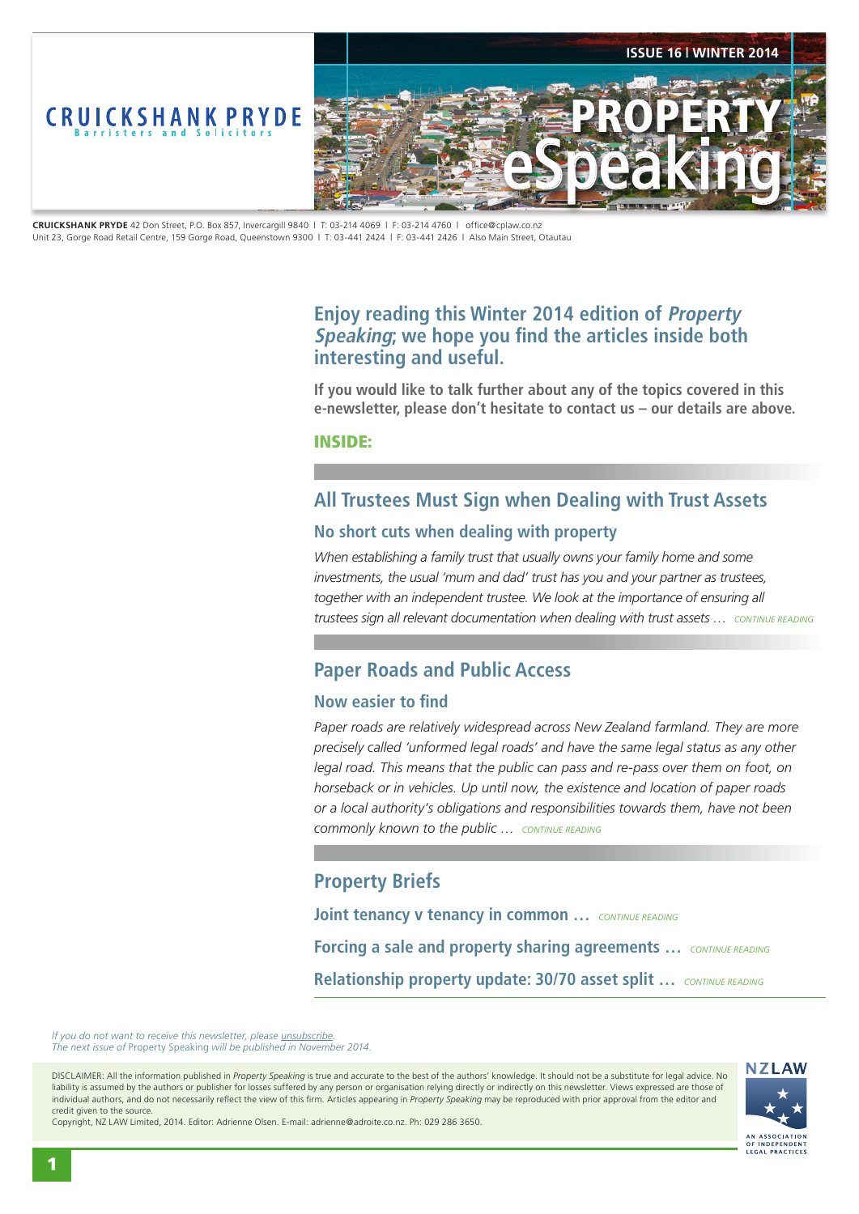# CRUICKSHANK PRYDE

Barristers and Solicitors

ISSUE 16 | WINTER 2014

# PROPERTY eSpeaking

**CRUICKSHANK PRYDE** 42 Don Street, P.O. Box 857, Invercargill 9840 | T: 03-214 4069 | F: 03-214 4760 | office@cplaw.co.nz
Unit 23, Gorge Road Retail Centre, 159 Gorge Road, Queenstown 9300 | T: 03-441 2424 | F: 03-441 2426 | Also Main Street, Otautau

## Enjoy reading this Winter 2014 edition of *Property Speaking*; we hope you find the articles inside both interesting and useful.

**If you would like to talk further about any of the topics covered in this e-newsletter, please don't hesitate to contact us – our details are above.**

**INSIDE:**

## All Trustees Must Sign when Dealing with Trust Assets

### No short cuts when dealing with property

*When establishing a family trust that usually owns your family home and some investments, the usual 'mum and dad' trust has you and your partner as trustees, together with an independent trustee. We look at the importance of ensuring all trustees sign all relevant documentation when dealing with trust assets …* CONTINUE READING

## Paper Roads and Public Access

### Now easier to find

*Paper roads are relatively widespread across New Zealand farmland. They are more precisely called 'unformed legal roads' and have the same legal status as any other legal road. This means that the public can pass and re-pass over them on foot, on horseback or in vehicles. Up until now, the existence and location of paper roads or a local authority's obligations and responsibilities towards them, have not been commonly known to the public …* CONTINUE READING

## Property Briefs

**Joint tenancy v tenancy in common …** CONTINUE READING

**Forcing a sale and property sharing agreements …** CONTINUE READING

**Relationship property update: 30/70 asset split …** CONTINUE READING

*If you do not want to receive this newsletter, please unsubscribe.*
*The next issue of* Property Speaking *will be published in November 2014.*

DISCLAIMER: All the information published in *Property Speaking* is true and accurate to the best of the authors' knowledge. It should not be a substitute for legal advice. No liability is assumed by the authors or publisher for losses suffered by any person or organisation relying directly or indirectly on this newsletter. Views expressed are those of individual authors, and do not necessarily reflect the view of this firm. Articles appearing in *Property Speaking* may be reproduced with prior approval from the editor and credit given to the source.
Copyright, NZ LAW Limited, 2014. Editor: Adrienne Olsen. E-mail: adrienne@adroite.co.nz. Ph: 029 286 3650.

NZLAW — AN ASSOCIATION OF INDEPENDENT LEGAL PRACTICES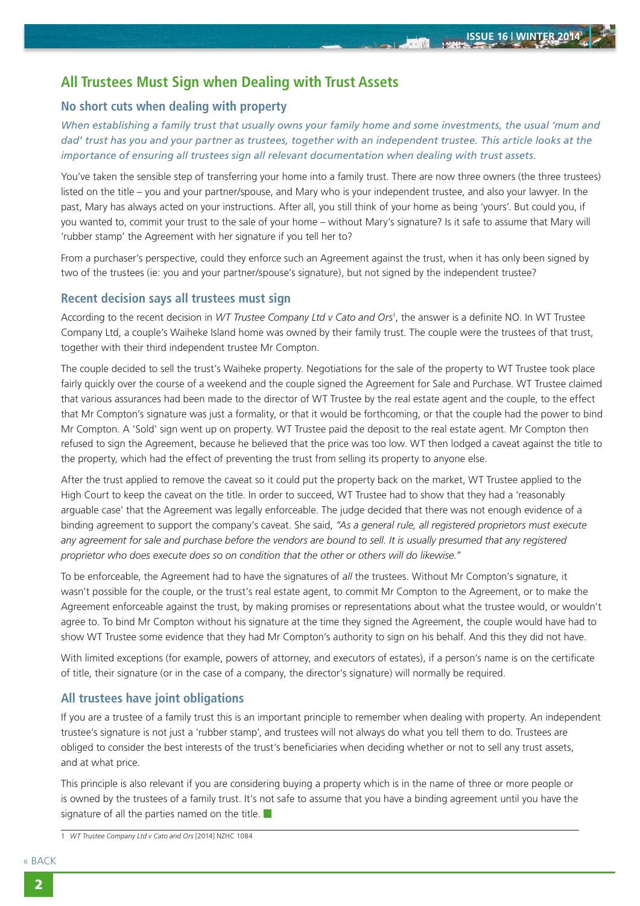## All Trustees Must Sign when Dealing with Trust Assets

### No short cuts when dealing with property

*When establishing a family trust that usually owns your family home and some investments, the usual 'mum and dad' trust has you and your partner as trustees, together with an independent trustee. This article looks at the importance of ensuring all trustees sign all relevant documentation when dealing with trust assets.*

You've taken the sensible step of transferring your home into a family trust. There are now three owners (the three trustees) listed on the title – you and your partner/spouse, and Mary who is your independent trustee, and also your lawyer. In the past, Mary has always acted on your instructions. After all, you still think of your home as being 'yours'. But could you, if you wanted to, commit your trust to the sale of your home – without Mary's signature? Is it safe to assume that Mary will 'rubber stamp' the Agreement with her signature if you tell her to?

From a purchaser's perspective, could they enforce such an Agreement against the trust, when it has only been signed by two of the trustees (ie: you and your partner/spouse's signature), but not signed by the independent trustee?

### Recent decision says all trustees must sign

According to the recent decision in *WT Trustee Company Ltd v Cato and Ors*[1], the answer is a definite NO. In WT Trustee Company Ltd, a couple's Waiheke Island home was owned by their family trust. The couple were the trustees of that trust, together with their third independent trustee Mr Compton.

The couple decided to sell the trust's Waiheke property. Negotiations for the sale of the property to WT Trustee took place fairly quickly over the course of a weekend and the couple signed the Agreement for Sale and Purchase. WT Trustee claimed that various assurances had been made to the director of WT Trustee by the real estate agent and the couple, to the effect that Mr Compton's signature was just a formality, or that it would be forthcoming, or that the couple had the power to bind Mr Compton. A 'Sold' sign went up on property. WT Trustee paid the deposit to the real estate agent. Mr Compton then refused to sign the Agreement, because he believed that the price was too low. WT then lodged a caveat against the title to the property, which had the effect of preventing the trust from selling its property to anyone else.

After the trust applied to remove the caveat so it could put the property back on the market, WT Trustee applied to the High Court to keep the caveat on the title. In order to succeed, WT Trustee had to show that they had a 'reasonably arguable case' that the Agreement was legally enforceable. The judge decided that there was not enough evidence of a binding agreement to support the company's caveat. She said, *"As a general rule, all registered proprietors must execute any agreement for sale and purchase before the vendors are bound to sell. It is usually presumed that any registered proprietor who does execute does so on condition that the other or others will do likewise."*

To be enforceable, the Agreement had to have the signatures of *all* the trustees. Without Mr Compton's signature, it wasn't possible for the couple, or the trust's real estate agent, to commit Mr Compton to the Agreement, or to make the Agreement enforceable against the trust, by making promises or representations about what the trustee would, or wouldn't agree to. To bind Mr Compton without his signature at the time they signed the Agreement, the couple would have had to show WT Trustee some evidence that they had Mr Compton's authority to sign on his behalf. And this they did not have.

With limited exceptions (for example, powers of attorney, and executors of estates), if a person's name is on the certificate of title, their signature (or in the case of a company, the director's signature) will normally be required.

### All trustees have joint obligations

If you are a trustee of a family trust this is an important principle to remember when dealing with property. An independent trustee's signature is not just a 'rubber stamp', and trustees will not always do what you tell them to do. Trustees are obliged to consider the best interests of the trust's beneficiaries when deciding whether or not to sell any trust assets, and at what price.

This principle is also relevant if you are considering buying a property which is in the name of three or more people or is owned by the trustees of a family trust. It's not safe to assume that you have a binding agreement until you have the signature of all the parties named on the title.

---

1 *WT Trustee Company Ltd v Cato and Ors* [2014] NZHC 1084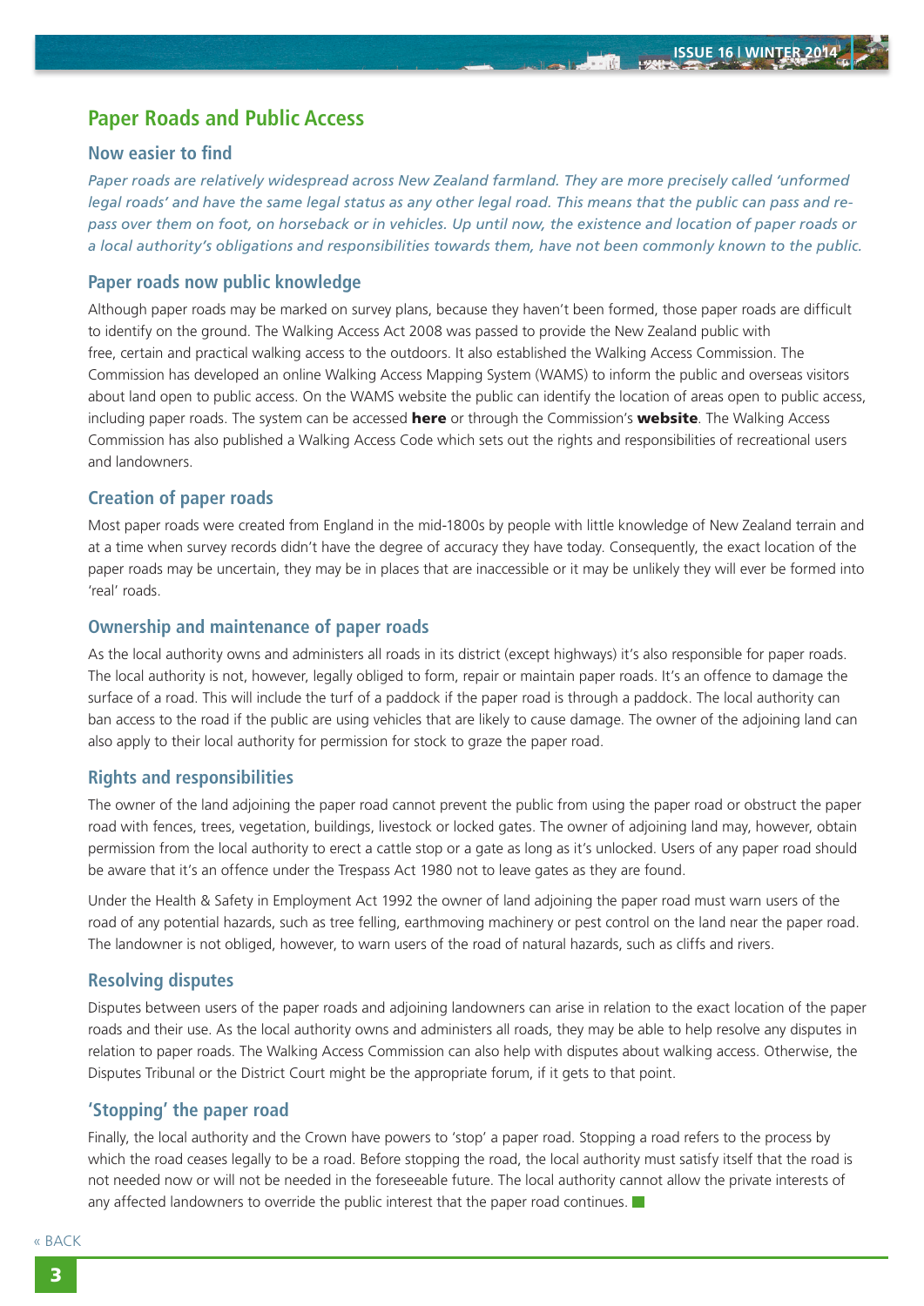## Paper Roads and Public Access

### Now easier to find

*Paper roads are relatively widespread across New Zealand farmland. They are more precisely called 'unformed legal roads' and have the same legal status as any other legal road. This means that the public can pass and re-pass over them on foot, on horseback or in vehicles. Up until now, the existence and location of paper roads or a local authority's obligations and responsibilities towards them, have not been commonly known to the public.*

### Paper roads now public knowledge

Although paper roads may be marked on survey plans, because they haven't been formed, those paper roads are difficult to identify on the ground. The Walking Access Act 2008 was passed to provide the New Zealand public with free, certain and practical walking access to the outdoors. It also established the Walking Access Commission. The Commission has developed an online Walking Access Mapping System (WAMS) to inform the public and overseas visitors about land open to public access. On the WAMS website the public can identify the location of areas open to public access, including paper roads. The system can be accessed **here** or through the Commission's **website**. The Walking Access Commission has also published a Walking Access Code which sets out the rights and responsibilities of recreational users and landowners.

### Creation of paper roads

Most paper roads were created from England in the mid-1800s by people with little knowledge of New Zealand terrain and at a time when survey records didn't have the degree of accuracy they have today. Consequently, the exact location of the paper roads may be uncertain, they may be in places that are inaccessible or it may be unlikely they will ever be formed into 'real' roads.

### Ownership and maintenance of paper roads

As the local authority owns and administers all roads in its district (except highways) it's also responsible for paper roads. The local authority is not, however, legally obliged to form, repair or maintain paper roads. It's an offence to damage the surface of a road. This will include the turf of a paddock if the paper road is through a paddock. The local authority can ban access to the road if the public are using vehicles that are likely to cause damage. The owner of the adjoining land can also apply to their local authority for permission for stock to graze the paper road.

### Rights and responsibilities

The owner of the land adjoining the paper road cannot prevent the public from using the paper road or obstruct the paper road with fences, trees, vegetation, buildings, livestock or locked gates. The owner of adjoining land may, however, obtain permission from the local authority to erect a cattle stop or a gate as long as it's unlocked. Users of any paper road should be aware that it's an offence under the Trespass Act 1980 not to leave gates as they are found.

Under the Health & Safety in Employment Act 1992 the owner of land adjoining the paper road must warn users of the road of any potential hazards, such as tree felling, earthmoving machinery or pest control on the land near the paper road. The landowner is not obliged, however, to warn users of the road of natural hazards, such as cliffs and rivers.

### Resolving disputes

Disputes between users of the paper roads and adjoining landowners can arise in relation to the exact location of the paper roads and their use. As the local authority owns and administers all roads, they may be able to help resolve any disputes in relation to paper roads. The Walking Access Commission can also help with disputes about walking access. Otherwise, the Disputes Tribunal or the District Court might be the appropriate forum, if it gets to that point.

### 'Stopping' the paper road

Finally, the local authority and the Crown have powers to 'stop' a paper road. Stopping a road refers to the process by which the road ceases legally to be a road. Before stopping the road, the local authority must satisfy itself that the road is not needed now or will not be needed in the foreseeable future. The local authority cannot allow the private interests of any affected landowners to override the public interest that the paper road continues.

« BACK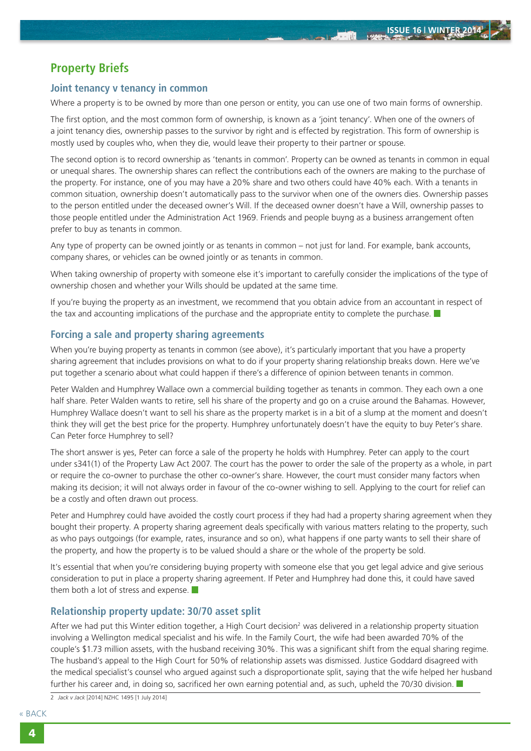# Property Briefs

## Joint tenancy v tenancy in common

Where a property is to be owned by more than one person or entity, you can use one of two main forms of ownership.

The first option, and the most common form of ownership, is known as a 'joint tenancy'. When one of the owners of a joint tenancy dies, ownership passes to the survivor by right and is effected by registration. This form of ownership is mostly used by couples who, when they die, would leave their property to their partner or spouse.

The second option is to record ownership as 'tenants in common'. Property can be owned as tenants in common in equal or unequal shares. The ownership shares can reflect the contributions each of the owners are making to the purchase of the property. For instance, one of you may have a 20% share and two others could have 40% each. With a tenants in common situation, ownership doesn't automatically pass to the survivor when one of the owners dies. Ownership passes to the person entitled under the deceased owner's Will. If the deceased owner doesn't have a Will, ownership passes to those people entitled under the Administration Act 1969. Friends and people buyng as a business arrangement often prefer to buy as tenants in common.

Any type of property can be owned jointly or as tenants in common – not just for land. For example, bank accounts, company shares, or vehicles can be owned jointly or as tenants in common.

When taking ownership of property with someone else it's important to carefully consider the implications of the type of ownership chosen and whether your Wills should be updated at the same time.

If you're buying the property as an investment, we recommend that you obtain advice from an accountant in respect of the tax and accounting implications of the purchase and the appropriate entity to complete the purchase.

## Forcing a sale and property sharing agreements

When you're buying property as tenants in common (see above), it's particularly important that you have a property sharing agreement that includes provisions on what to do if your property sharing relationship breaks down. Here we've put together a scenario about what could happen if there's a difference of opinion between tenants in common.

Peter Walden and Humphrey Wallace own a commercial building together as tenants in common. They each own a one half share. Peter Walden wants to retire, sell his share of the property and go on a cruise around the Bahamas. However, Humphrey Wallace doesn't want to sell his share as the property market is in a bit of a slump at the moment and doesn't think they will get the best price for the property. Humphrey unfortunately doesn't have the equity to buy Peter's share. Can Peter force Humphrey to sell?

The short answer is yes, Peter can force a sale of the property he holds with Humphrey. Peter can apply to the court under s341(1) of the Property Law Act 2007. The court has the power to order the sale of the property as a whole, in part or require the co-owner to purchase the other co-owner's share. However, the court must consider many factors when making its decision; it will not always order in favour of the co-owner wishing to sell. Applying to the court for relief can be a costly and often drawn out process.

Peter and Humphrey could have avoided the costly court process if they had had a property sharing agreement when they bought their property. A property sharing agreement deals specifically with various matters relating to the property, such as who pays outgoings (for example, rates, insurance and so on), what happens if one party wants to sell their share of the property, and how the property is to be valued should a share or the whole of the property be sold.

It's essential that when you're considering buying property with someone else that you get legal advice and give serious consideration to put in place a property sharing agreement. If Peter and Humphrey had done this, it could have saved them both a lot of stress and expense.

## Relationship property update: 30/70 asset split

After we had put this Winter edition together, a High Court decision[2] was delivered in a relationship property situation involving a Wellington medical specialist and his wife. In the Family Court, the wife had been awarded 70% of the couple's $1.73 million assets, with the husband receiving 30%. This was a significant shift from the equal sharing regime. The husband's appeal to the High Court for 50% of relationship assets was dismissed. Justice Goddard disagreed with the medical specialist's counsel who argued against such a disproportionate split, saying that the wife helped her husband further his career and, in doing so, sacrificed her own earning potential and, as such, upheld the 70/30 division.

2 *Jack v Jack* [2014] NZHC 1495 [1 July 2014]

« BACK